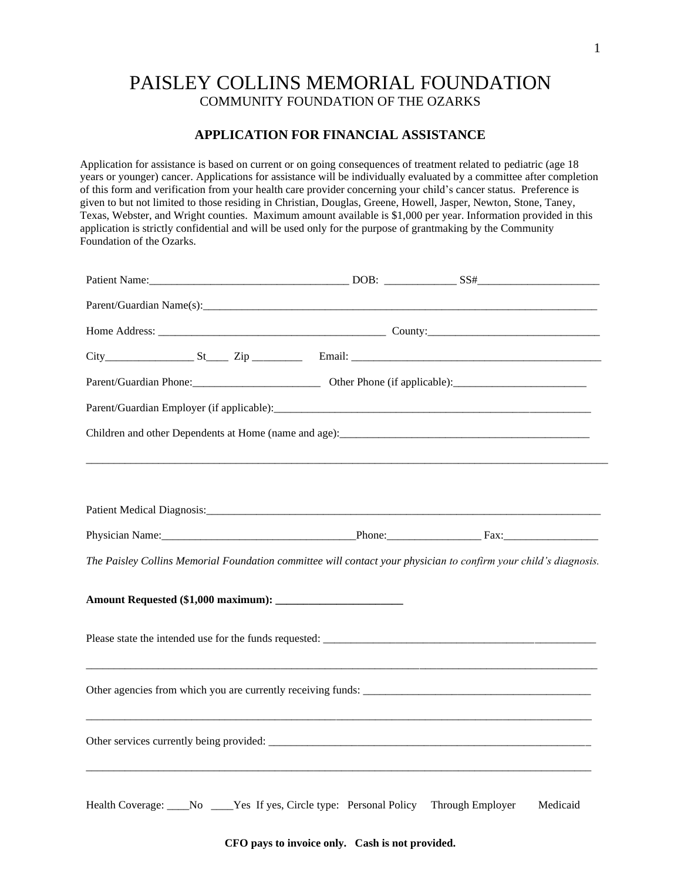# PAISLEY COLLINS MEMORIAL FOUNDATION

COMMUNITY FOUNDATION OF THE OZARKS

## APPLICATION FOR FINANCIAL ASSISTANCE

Application for assistance is based on current or on going consequences of treatment related to pediatric (age 18 years or younger) cancer. Applications for assistance will be individually evaluated by a committee after completion of this form and verification from your health care provider concerning your child's cancer status. Preference is given to but not limited to those residing in Christian, Douglas, Greene, Howell, Jasper, Newton, Stone, Taney, Texas, Webster, and Wright counties. Maximum amount available is $1,000 per year. Information provided in this application is strictly confidential and will be used only for the purpose of grantmaking by the Community Foundation of the Ozarks.

Patient Name:___________________________________ DOB: _____________ SS#______________________

Parent/Guardian Name(s):_____________________________________________________________________________

Home Address: _________________________________________ County:_______________________________

City________________ St____ Zip _________ Email: _______________________________________________

Parent/Guardian Phone:_______________________ Other Phone (if applicable):________________________

Parent/Guardian Employer (if applicable):___________________________________________________________

Children and other Dependents at Home (name and age):_____________________________________________

_____________________________________________________________________________________________

Patient Medical Diagnosis:_____________________________________________________________________

Physician Name:___________________________________Phone:________________ Fax:_________________

*The Paisley Collins Memorial Foundation committee will contact your physician to confirm your child's diagnosis.*

**Amount Requested ($1,000 maximum): ______________________**

Please state the intended use for the funds requested: ____________________________________________________

_____________________________________________________________________________________________

Other agencies from which you are currently receiving funds: _________________________________________

_____________________________________________________________________________________________

Other services currently being provided: ___________________________________________________________

_____________________________________________________________________________________________

Health Coverage: ____No ____Yes If yes, Circle type: Personal Policy Through Employer Medicaid

**CFO pays to invoice only. Cash is not provided.**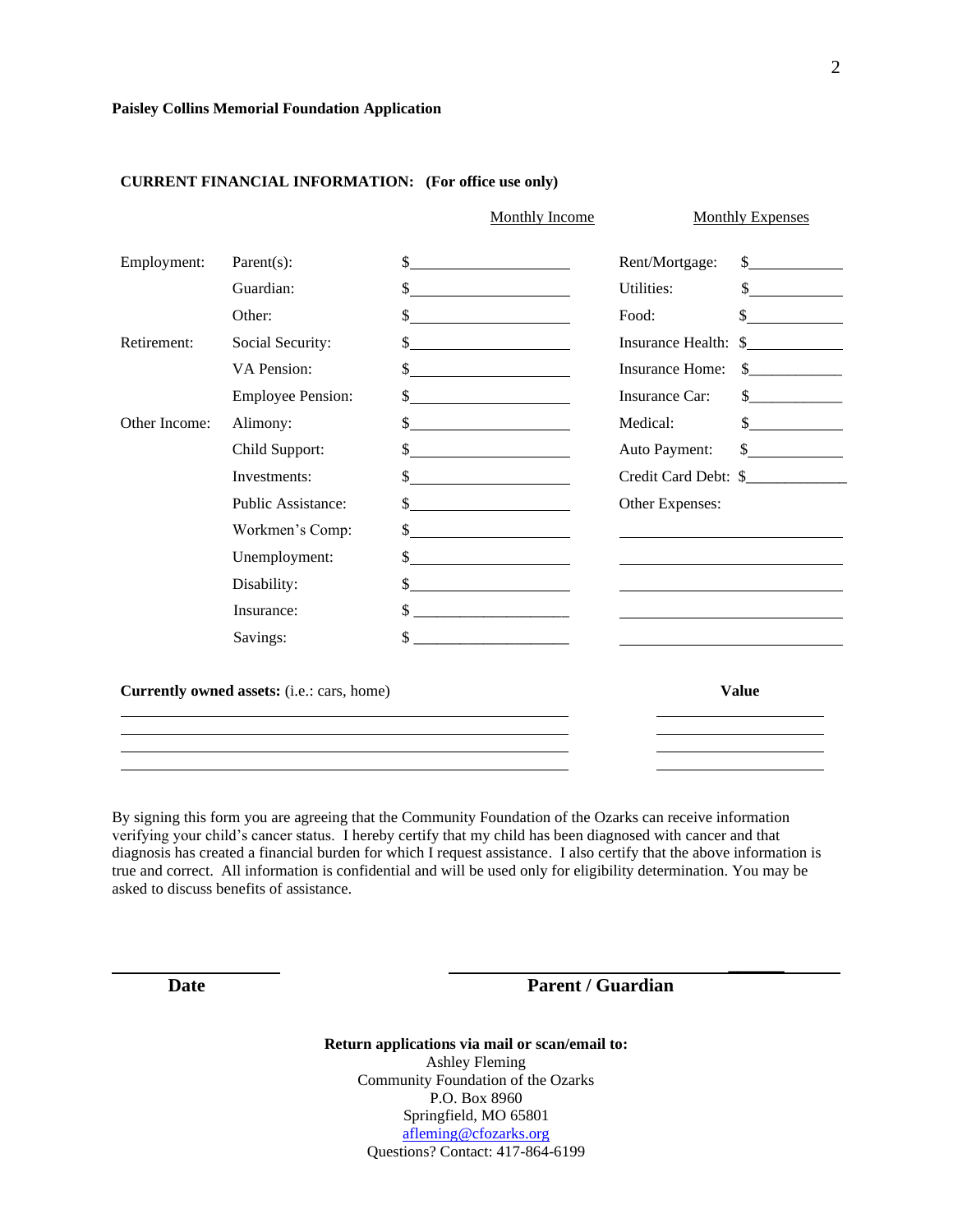**Paisley Collins Memorial Foundation Application**

**CURRENT FINANCIAL INFORMATION: (For office use only)**

| | | Monthly Income | Monthly Expenses | |
|---|---|---|---|---|
| Employment: | Parent(s): | $____________ | Rent/Mortgage: | $________ |
| | Guardian: | $____________ | Utilities: | $________ |
| | Other: | $____________ | Food: | $________ |
| Retirement: | Social Security: | $____________ | Insurance Health: | $________ |
| | VA Pension: | $____________ | Insurance Home: | $________ |
| | Employee Pension: | $____________ | Insurance Car: | $________ |
| Other Income: | Alimony: | $____________ | Medical: | $________ |
| | Child Support: | $____________ | Auto Payment: | $________ |
| | Investments: | $____________ | Credit Card Debt: | $________ |
| | Public Assistance: | $____________ | Other Expenses: | |
| | Workmen's Comp: | $____________ | ____________ | |
| | Unemployment: | $____________ | ____________ | |
| | Disability: | $____________ | ____________ | |
| | Insurance: | $____________ | ____________ | |
| | Savings: | $____________ | ____________ | |

| **Currently owned assets:** (i.e.: cars, home) | **Value** |
|---|---|
| ________________________________ | ____________ |
| ________________________________ | ____________ |
| ________________________________ | ____________ |
| ________________________________ | ____________ |

By signing this form you are agreeing that the Community Foundation of the Ozarks can receive information verifying your child's cancer status. I hereby certify that my child has been diagnosed with cancer and that diagnosis has created a financial burden for which I request assistance. I also certify that the above information is true and correct. All information is confidential and will be used only for eligibility determination. You may be asked to discuss benefits of assistance.

________________ ________________________________

**Date** **Parent / Guardian**

**Return applications via mail or scan/email to:**
Ashley Fleming
Community Foundation of the Ozarks
P.O. Box 8960
Springfield, MO 65801
afleming@cfozarks.org
Questions? Contact: 417-864-6199